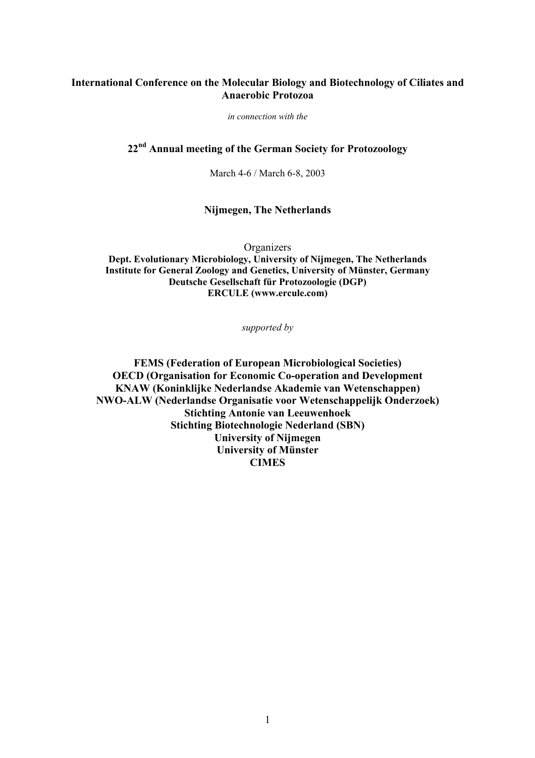**International Conference on the Molecular Biology and Biotechnology of Ciliates and Anaerobic Protozoa**

*in connection with the*

**22nd Annual meeting of the German Society for Protozoology**

March 4-6 / March 6-8, 2003

**Nijmegen, The Netherlands**

Organizers

**Dept. Evolutionary Microbiology, University of Nijmegen, The Netherlands**
**Institute for General Zoology and Genetics, University of Münster, Germany**
**Deutsche Gesellschaft für Protozoologie (DGP)**
**ERCULE (www.ercule.com)**

*supported by*

**FEMS (Federation of European Microbiological Societies)**
**OECD (Organisation for Economic Co-operation and Development**
**KNAW (Koninklijke Nederlandse Akademie van Wetenschappen)**
**NWO-ALW (Nederlandse Organisatie voor Wetenschappelijk Onderzoek)**
**Stichting Antonie van Leeuwenhoek**
**Stichting Biotechnologie Nederland (SBN)**
**University of Nijmegen**
**University of Münster**
**CIMES**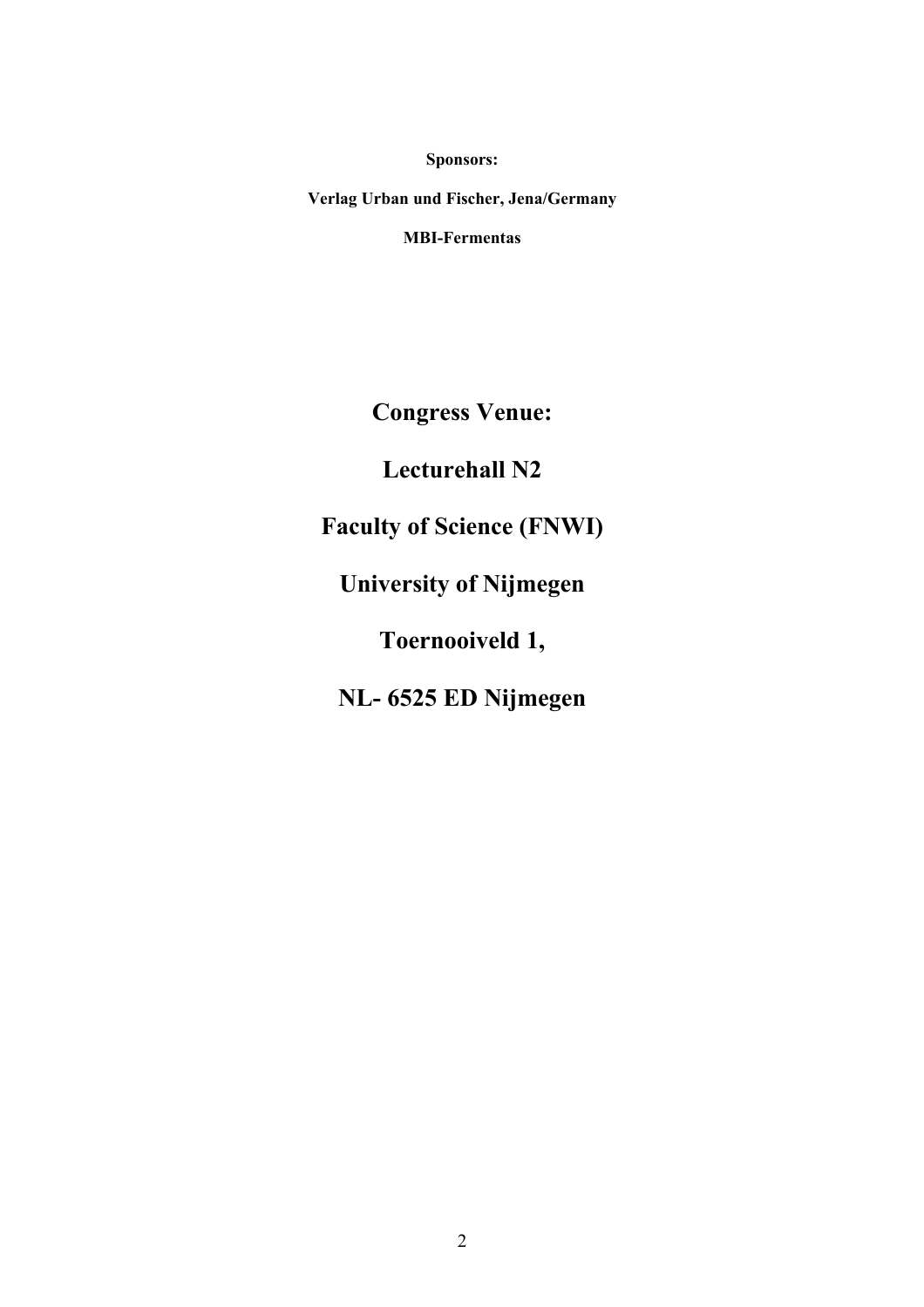**Sponsors:**

**Verlag Urban und Fischer, Jena/Germany**

**MBI-Fermentas**

## Congress Venue:

## Lecturehall N2

## Faculty of Science (FNWI)

## University of Nijmegen

## Toernooiveld 1,

## NL- 6525 ED Nijmegen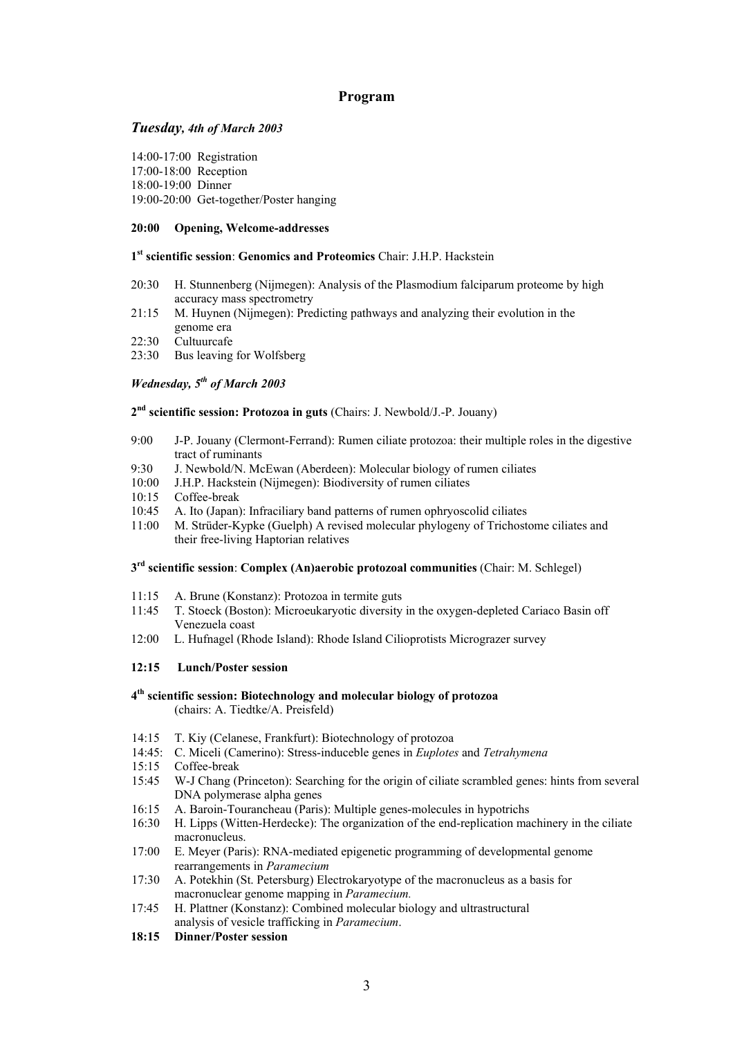# Program

## *Tuesday, 4th of March 2003*

14:00-17:00 Registration
17:00-18:00 Reception
18:00-19:00 Dinner
19:00-20:00 Get-together/Poster hanging

**20:00 Opening, Welcome-addresses**

**1st scientific session**: **Genomics and Proteomics** Chair: J.H.P. Hackstein

- 20:30 H. Stunnenberg (Nijmegen): Analysis of the Plasmodium falciparum proteome by high accuracy mass spectrometry
- 21:15 M. Huynen (Nijmegen): Predicting pathways and analyzing their evolution in the genome era
- 22:30 Cultuurcafe
- 23:30 Bus leaving for Wolfsberg

## *Wednesday, 5th of March 2003*

**2nd scientific session: Protozoa in guts** (Chairs: J. Newbold/J.-P. Jouany)

- 9:00 J-P. Jouany (Clermont-Ferrand): Rumen ciliate protozoa: their multiple roles in the digestive tract of ruminants
- 9:30 J. Newbold/N. McEwan (Aberdeen): Molecular biology of rumen ciliates
- 10:00 J.H.P. Hackstein (Nijmegen): Biodiversity of rumen ciliates
- 10:15 Coffee-break
- 10:45 A. Ito (Japan): Infraciliary band patterns of rumen ophryoscolid ciliates
- 11:00 M. Strüder-Kypke (Guelph) A revised molecular phylogeny of Trichostome ciliates and their free-living Haptorian relatives

**3rd scientific session**: **Complex (An)aerobic protozoal communities** (Chair: M. Schlegel)

- 11:15 A. Brune (Konstanz): Protozoa in termite guts
- 11:45 T. Stoeck (Boston): Microeukaryotic diversity in the oxygen-depleted Cariaco Basin off Venezuela coast
- 12:00 L. Hufnagel (Rhode Island): Rhode Island Cilioprotists Micrograzer survey

**12:15 Lunch/Poster session**

**4th scientific session: Biotechnology and molecular biology of protozoa**
(chairs: A. Tiedtke/A. Preisfeld)

- 14:15 T. Kiy (Celanese, Frankfurt): Biotechnology of protozoa
- 14:45: C. Miceli (Camerino): Stress-induceble genes in *Euplotes* and *Tetrahymena*
- 15:15 Coffee-break
- 15:45 W-J Chang (Princeton): Searching for the origin of ciliate scrambled genes: hints from several DNA polymerase alpha genes
- 16:15 A. Baroin-Tourancheau (Paris): Multiple genes-molecules in hypotrichs
- 16:30 H. Lipps (Witten-Herdecke): The organization of the end-replication machinery in the ciliate macronucleus.
- 17:00 E. Meyer (Paris): RNA-mediated epigenetic programming of developmental genome rearrangements in *Paramecium*
- 17:30 A. Potekhin (St. Petersburg) Electrokaryotype of the macronucleus as a basis for macronuclear genome mapping in *Paramecium.*
- 17:45 H. Plattner (Konstanz): Combined molecular biology and ultrastructural analysis of vesicle trafficking in *Paramecium*.

**18:15 Dinner/Poster session**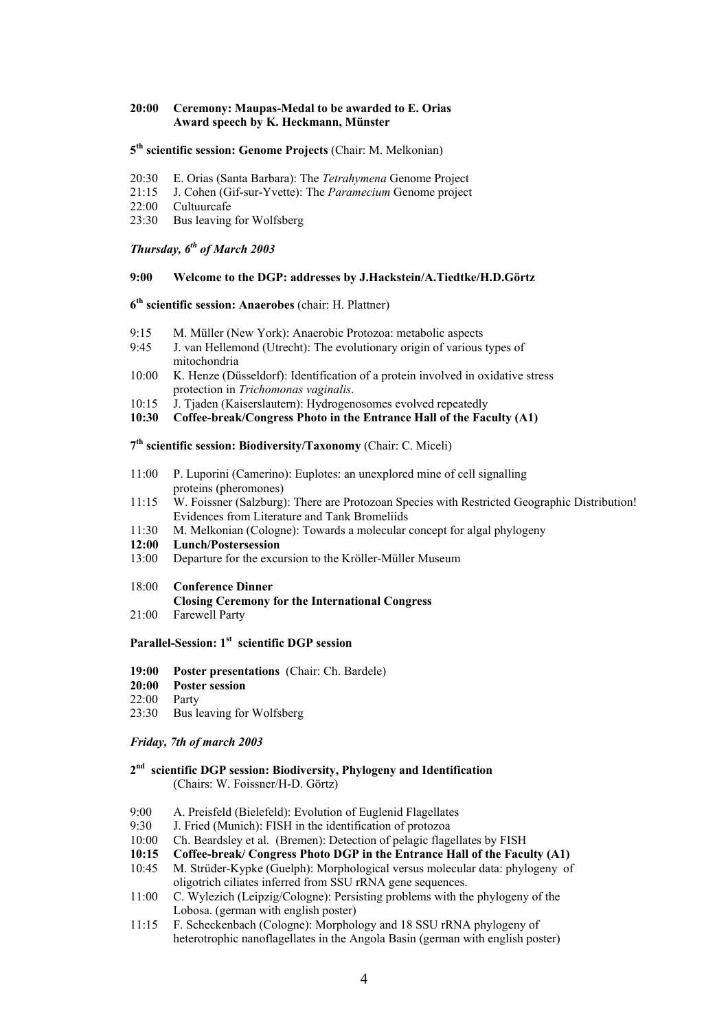**20:00 Ceremony: Maupas-Medal to be awarded to E. Orias**
**Award speech by K. Heckmann, Münster**

**5th scientific session: Genome Projects** (Chair: M. Melkonian)

20:30 E. Orias (Santa Barbara): The *Tetrahymena* Genome Project
21:15 J. Cohen (Gif-sur-Yvette): The *Paramecium* Genome project
22:00 Cultuurcafe
23:30 Bus leaving for Wolfsberg

***Thursday, 6th of March 2003***

**9:00 Welcome to the DGP: addresses by J.Hackstein/A.Tiedtke/H.D.Görtz**

**6th scientific session: Anaerobes** (chair: H. Plattner)

9:15 M. Müller (New York): Anaerobic Protozoa: metabolic aspects
9:45 J. van Hellemond (Utrecht): The evolutionary origin of various types of mitochondria
10:00 K. Henze (Düsseldorf): Identification of a protein involved in oxidative stress protection in *Trichomonas vaginalis*.
10:15 J. Tjaden (Kaiserslautern): Hydrogenosomes evolved repeatedly
**10:30 Coffee-break/Congress Photo in the Entrance Hall of the Faculty (A1)**

**7th scientific session: Biodiversity/Taxonomy** (Chair: C. Miceli)

11:00 P. Luporini (Camerino): Euplotes: an unexplored mine of cell signalling proteins (pheromones)
11:15 W. Foissner (Salzburg): There are Protozoan Species with Restricted Geographic Distribution! Evidences from Literature and Tank Bromeliids
11:30 M. Melkonian (Cologne): Towards a molecular concept for algal phylogeny
**12:00 Lunch/Postersession**
13:00 Departure for the excursion to the Kröller-Müller Museum

18:00 **Conference Dinner**
**Closing Ceremony for the International Congress**
21:00 Farewell Party

**Parallel-Session: 1st scientific DGP session**

**19:00 Poster presentations** (Chair: Ch. Bardele)
**20:00 Poster session**
22:00 Party
23:30 Bus leaving for Wolfsberg

***Friday, 7th of march 2003***

**2nd scientific DGP session: Biodiversity, Phylogeny and Identification**
(Chairs: W. Foissner/H-D. Görtz)

9:00 A. Preisfeld (Bielefeld): Evolution of Euglenid Flagellates
9:30 J. Fried (Munich): FISH in the identification of protozoa
10:00 Ch. Beardsley et al. (Bremen): Detection of pelagic flagellates by FISH
**10:15 Coffee-break/ Congress Photo DGP in the Entrance Hall of the Faculty (A1)**
10:45 M. Strüder-Kypke (Guelph): Morphological versus molecular data: phylogeny of oligotrich ciliates inferred from SSU rRNA gene sequences.
11:00 C. Wylezich (Leipzig/Cologne): Persisting problems with the phylogeny of the Lobosa. (german with english poster)
11:15 F. Scheckenbach (Cologne): Morphology and 18 SSU rRNA phylogeny of heterotrophic nanoflagellates in the Angola Basin (german with english poster)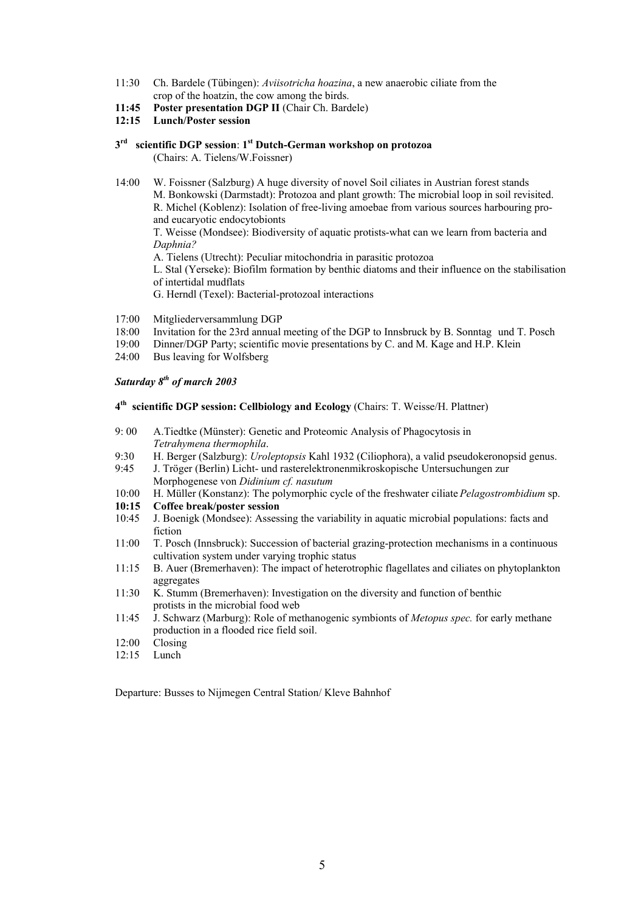11:30 Ch. Bardele (Tübingen): *Aviisotricha hoazina*, a new anaerobic ciliate from the crop of the hoatzin, the cow among the birds.

**11:45 Poster presentation DGP II** (Chair Ch. Bardele)

**12:15 Lunch/Poster session**

**3rd scientific DGP session**: **1st Dutch-German workshop on protozoa**
(Chairs: A. Tielens/W.Foissner)

14:00 W. Foissner (Salzburg) A huge diversity of novel Soil ciliates in Austrian forest stands
M. Bonkowski (Darmstadt): Protozoa and plant growth: The microbial loop in soil revisited.
R. Michel (Koblenz): Isolation of free-living amoebae from various sources harbouring pro- and eucaryotic endocytobionts
T. Weisse (Mondsee): Biodiversity of aquatic protists-what can we learn from bacteria and *Daphnia?*
A. Tielens (Utrecht): Peculiar mitochondria in parasitic protozoa
L. Stal (Yerseke): Biofilm formation by benthic diatoms and their influence on the stabilisation of intertidal mudflats
G. Herndl (Texel): Bacterial-protozoal interactions

17:00 Mitgliederversammlung DGP
18:00 Invitation for the 23rd annual meeting of the DGP to Innsbruck by B. Sonntag und T. Posch
19:00 Dinner/DGP Party; scientific movie presentations by C. and M. Kage and H.P. Klein
24:00 Bus leaving for Wolfsberg

***Saturday 8th of march 2003***

**4th scientific DGP session: Cellbiology and Ecology** (Chairs: T. Weisse/H. Plattner)

9: 00 A.Tiedtke (Münster): Genetic and Proteomic Analysis of Phagocytosis in *Tetrahymena thermophila*.
9:30 H. Berger (Salzburg): *Uroleptopsis* Kahl 1932 (Ciliophora), a valid pseudokeronopsid genus.
9:45 J. Tröger (Berlin) Licht- und rasterelektronenmikroskopische Untersuchungen zur Morphogenese von *Didinium cf. nasutum*
10:00 H. Müller (Konstanz): The polymorphic cycle of the freshwater ciliate *Pelagostrombidium* sp.
**10:15 Coffee break/poster session**
10:45 J. Boenigk (Mondsee): Assessing the variability in aquatic microbial populations: facts and fiction
11:00 T. Posch (Innsbruck): Succession of bacterial grazing-protection mechanisms in a continuous cultivation system under varying trophic status
11:15 B. Auer (Bremerhaven): The impact of heterotrophic flagellates and ciliates on phytoplankton aggregates
11:30 K. Stumm (Bremerhaven): Investigation on the diversity and function of benthic protists in the microbial food web
11:45 J. Schwarz (Marburg): Role of methanogenic symbionts of *Metopus spec.* for early methane production in a flooded rice field soil.
12:00 Closing
12:15 Lunch

Departure: Busses to Nijmegen Central Station/ Kleve Bahnhof